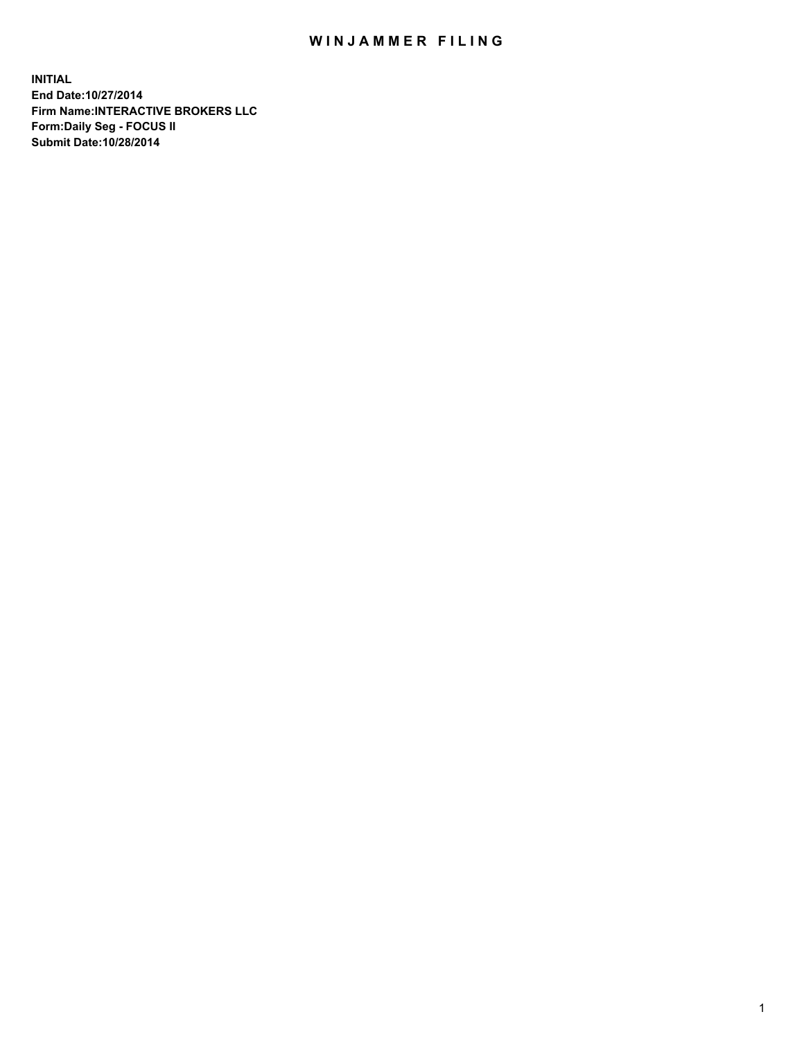# WINJAMMER FILING

**INITIAL**
**End Date:10/27/2014**
**Firm Name:INTERACTIVE BROKERS LLC**
**Form:Daily Seg - FOCUS II**
**Submit Date:10/28/2014**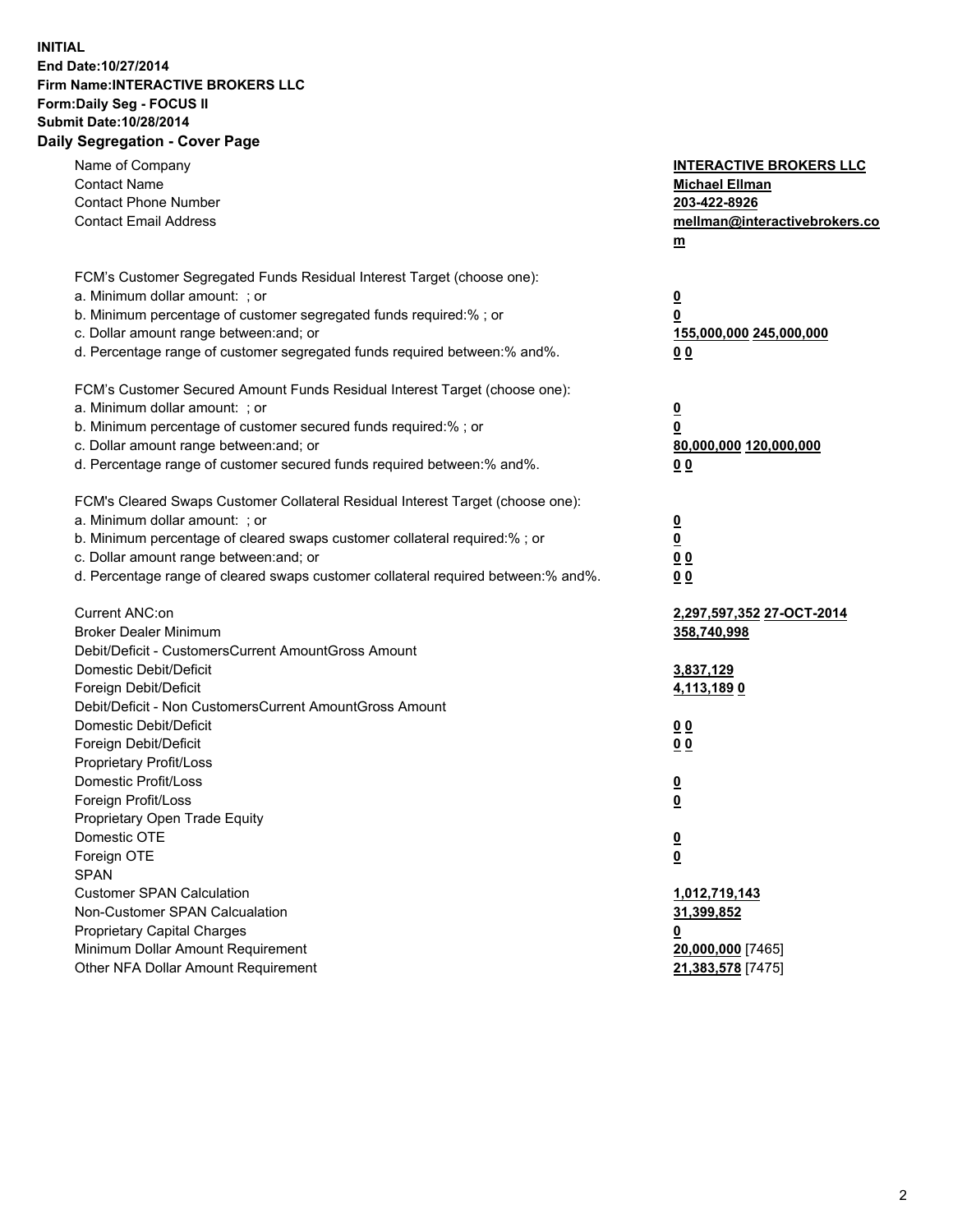**INITIAL**
**End Date:10/27/2014**
**Firm Name:INTERACTIVE BROKERS LLC**
**Form:Daily Seg - FOCUS II**
**Submit Date:10/28/2014**

## Daily Segregation - Cover Page

| | |
|---|---|
| Name of Company | **INTERACTIVE BROKERS LLC** |
| Contact Name | **Michael Ellman** |
| Contact Phone Number | **203-422-8926** |
| Contact Email Address | **mellman@interactivebrokers.com** |
| | |
| FCM's Customer Segregated Funds Residual Interest Target (choose one): | |
| a. Minimum dollar amount: ; or | **0** |
| b. Minimum percentage of customer segregated funds required:% ; or | **0** |
| c. Dollar amount range between:and; or | **155,000,000 245,000,000** |
| d. Percentage range of customer segregated funds required between:% and%. | **0 0** |
| | |
| FCM's Customer Secured Amount Funds Residual Interest Target (choose one): | |
| a. Minimum dollar amount: ; or | **0** |
| b. Minimum percentage of customer secured funds required:% ; or | **0** |
| c. Dollar amount range between:and; or | **80,000,000 120,000,000** |
| d. Percentage range of customer secured funds required between:% and%. | **0 0** |
| | |
| FCM's Cleared Swaps Customer Collateral Residual Interest Target (choose one): | |
| a. Minimum dollar amount: ; or | **0** |
| b. Minimum percentage of cleared swaps customer collateral required:% ; or | **0** |
| c. Dollar amount range between:and; or | **0 0** |
| d. Percentage range of cleared swaps customer collateral required between:% and%. | **0 0** |
| | |
| Current ANC:on | **2,297,597,352 27-OCT-2014** |
| Broker Dealer Minimum | **358,740,998** |
| Debit/Deficit - CustomersCurrent AmountGross Amount | |
| Domestic Debit/Deficit | **3,837,129** |
| Foreign Debit/Deficit | **4,113,189 0** |
| Debit/Deficit - Non CustomersCurrent AmountGross Amount | |
| Domestic Debit/Deficit | **0 0** |
| Foreign Debit/Deficit | **0 0** |
| Proprietary Profit/Loss | |
| Domestic Profit/Loss | **0** |
| Foreign Profit/Loss | **0** |
| Proprietary Open Trade Equity | |
| Domestic OTE | **0** |
| Foreign OTE | **0** |
| SPAN | |
| Customer SPAN Calculation | **1,012,719,143** |
| Non-Customer SPAN Calcualation | **31,399,852** |
| Proprietary Capital Charges | **0** |
| Minimum Dollar Amount Requirement | **20,000,000** [7465] |
| Other NFA Dollar Amount Requirement | **21,383,578** [7475] |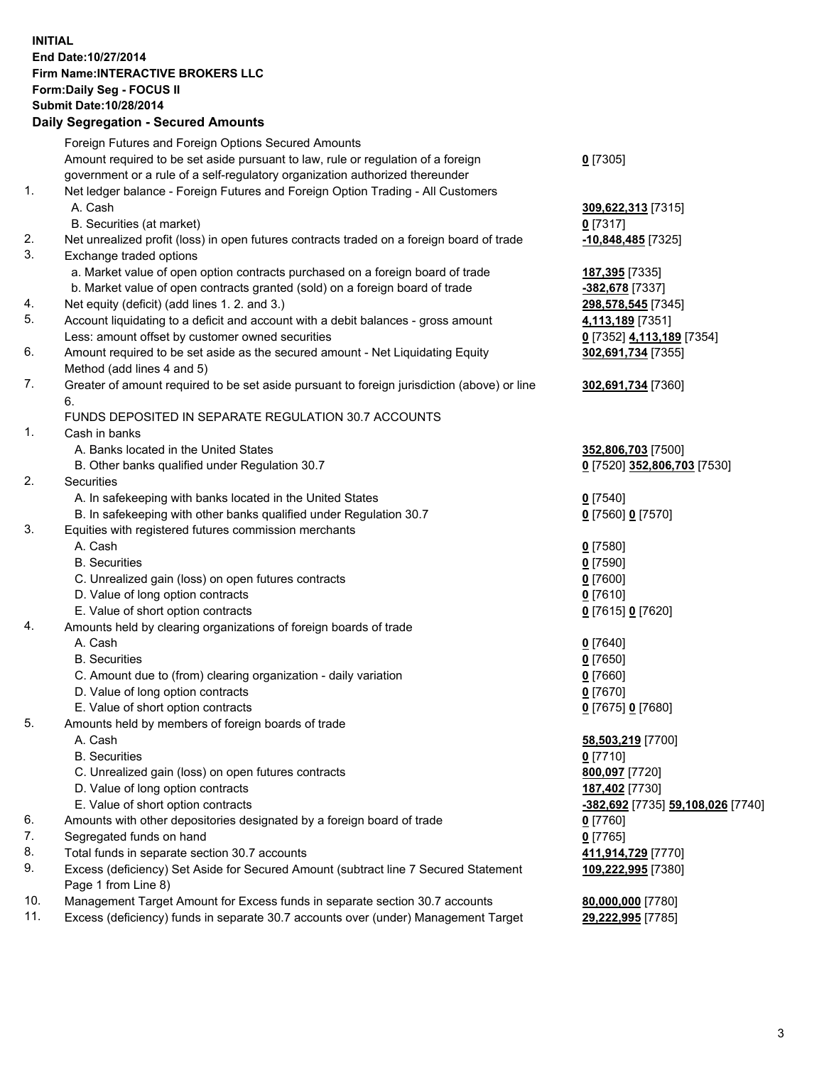**INITIAL**
**End Date:10/27/2014**
**Firm Name:INTERACTIVE BROKERS LLC**
**Form:Daily Seg - FOCUS II**
**Submit Date:10/28/2014**

**Daily Segregation - Secured Amounts**

| | | |
|---|---|---|
| | Foreign Futures and Foreign Options Secured Amounts | |
| | Amount required to be set aside pursuant to law, rule or regulation of a foreign government or a rule of a self-regulatory organization authorized thereunder | 0 [7305] |
| 1. | Net ledger balance - Foreign Futures and Foreign Option Trading - All Customers | |
| | A. Cash | 309,622,313 [7315] |
| | B. Securities (at market) | 0 [7317] |
| 2. | Net unrealized profit (loss) in open futures contracts traded on a foreign board of trade | -10,848,485 [7325] |
| 3. | Exchange traded options | |
| | a. Market value of open option contracts purchased on a foreign board of trade | 187,395 [7335] |
| | b. Market value of open contracts granted (sold) on a foreign board of trade | -382,678 [7337] |
| 4. | Net equity (deficit) (add lines 1. 2. and 3.) | 298,578,545 [7345] |
| 5. | Account liquidating to a deficit and account with a debit balances - gross amount | 4,113,189 [7351] |
| | Less: amount offset by customer owned securities | 0 [7352] 4,113,189 [7354] |
| 6. | Amount required to be set aside as the secured amount - Net Liquidating Equity Method (add lines 4 and 5) | 302,691,734 [7355] |
| 7. | Greater of amount required to be set aside pursuant to foreign jurisdiction (above) or line 6. | 302,691,734 [7360] |
| | FUNDS DEPOSITED IN SEPARATE REGULATION 30.7 ACCOUNTS | |
| 1. | Cash in banks | |
| | A. Banks located in the United States | 352,806,703 [7500] |
| | B. Other banks qualified under Regulation 30.7 | 0 [7520] 352,806,703 [7530] |
| 2. | Securities | |
| | A. In safekeeping with banks located in the United States | 0 [7540] |
| | B. In safekeeping with other banks qualified under Regulation 30.7 | 0 [7560] 0 [7570] |
| 3. | Equities with registered futures commission merchants | |
| | A. Cash | 0 [7580] |
| | B. Securities | 0 [7590] |
| | C. Unrealized gain (loss) on open futures contracts | 0 [7600] |
| | D. Value of long option contracts | 0 [7610] |
| | E. Value of short option contracts | 0 [7615] 0 [7620] |
| 4. | Amounts held by clearing organizations of foreign boards of trade | |
| | A. Cash | 0 [7640] |
| | B. Securities | 0 [7650] |
| | C. Amount due to (from) clearing organization - daily variation | 0 [7660] |
| | D. Value of long option contracts | 0 [7670] |
| | E. Value of short option contracts | 0 [7675] 0 [7680] |
| 5. | Amounts held by members of foreign boards of trade | |
| | A. Cash | 58,503,219 [7700] |
| | B. Securities | 0 [7710] |
| | C. Unrealized gain (loss) on open futures contracts | 800,097 [7720] |
| | D. Value of long option contracts | 187,402 [7730] |
| | E. Value of short option contracts | -382,692 [7735] 59,108,026 [7740] |
| 6. | Amounts with other depositories designated by a foreign board of trade | 0 [7760] |
| 7. | Segregated funds on hand | 0 [7765] |
| 8. | Total funds in separate section 30.7 accounts | 411,914,729 [7770] |
| 9. | Excess (deficiency) Set Aside for Secured Amount (subtract line 7 Secured Statement Page 1 from Line 8) | 109,222,995 [7380] |
| 10. | Management Target Amount for Excess funds in separate section 30.7 accounts | 80,000,000 [7780] |
| 11. | Excess (deficiency) funds in separate 30.7 accounts over (under) Management Target | 29,222,995 [7785] |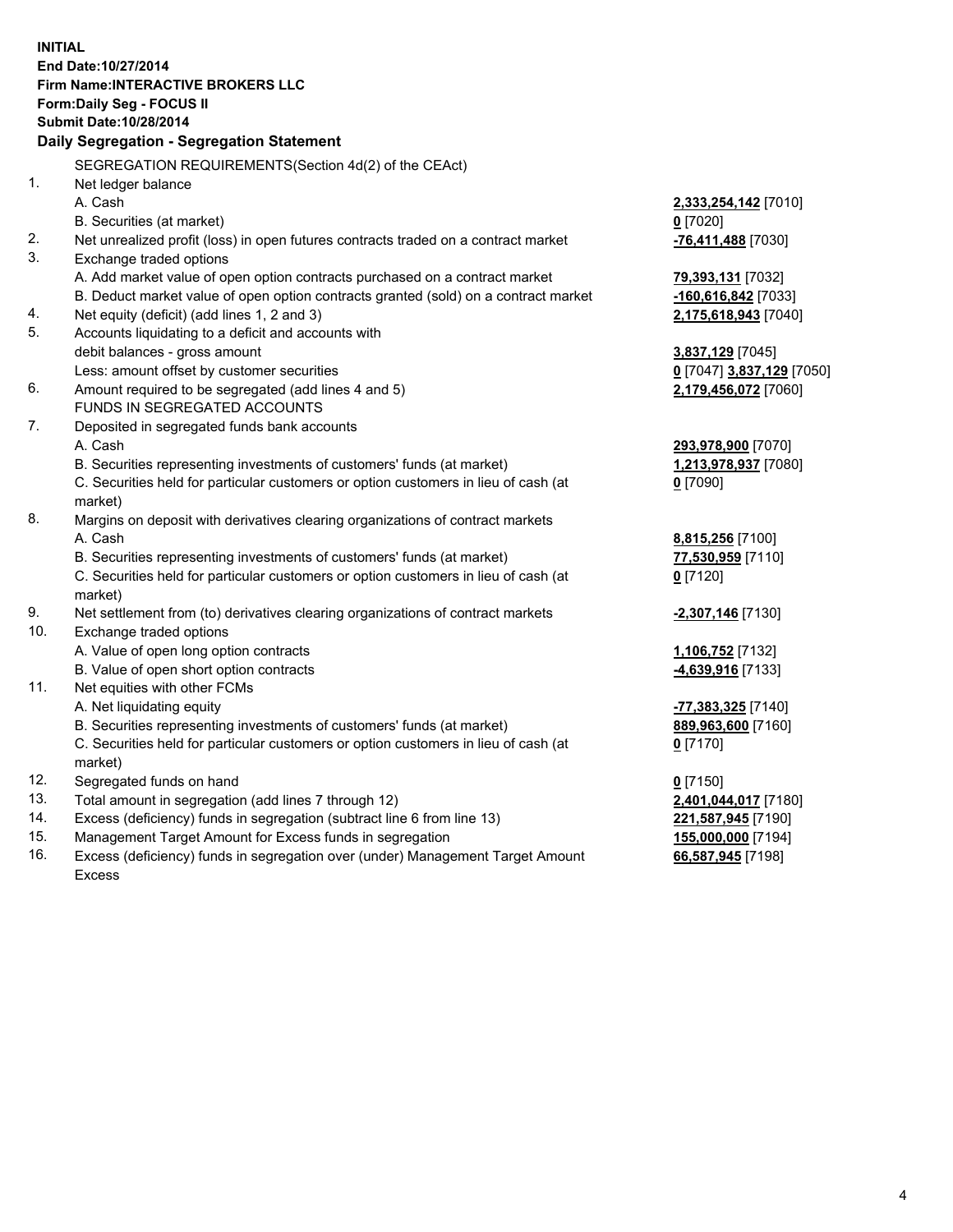**INITIAL**
**End Date:10/27/2014**
**Firm Name:INTERACTIVE BROKERS LLC**
**Form:Daily Seg - FOCUS II**
**Submit Date:10/28/2014**

### Daily Segregation - Segregation Statement

| | | |
|---|---|---|
| | SEGREGATION REQUIREMENTS(Section 4d(2) of the CEAct) | |
| 1. | Net ledger balance | |
| | A. Cash | **2,333,254,142** [7010] |
| | B. Securities (at market) | **0** [7020] |
| 2. | Net unrealized profit (loss) in open futures contracts traded on a contract market | **-76,411,488** [7030] |
| 3. | Exchange traded options | |
| | A. Add market value of open option contracts purchased on a contract market | **79,393,131** [7032] |
| | B. Deduct market value of open option contracts granted (sold) on a contract market | **-160,616,842** [7033] |
| 4. | Net equity (deficit) (add lines 1, 2 and 3) | **2,175,618,943** [7040] |
| 5. | Accounts liquidating to a deficit and accounts with debit balances - gross amount | **3,837,129** [7045] |
| | Less: amount offset by customer securities | **0** [7047] **3,837,129** [7050] |
| 6. | Amount required to be segregated (add lines 4 and 5) | **2,179,456,072** [7060] |
| | FUNDS IN SEGREGATED ACCOUNTS | |
| 7. | Deposited in segregated funds bank accounts | |
| | A. Cash | **293,978,900** [7070] |
| | B. Securities representing investments of customers' funds (at market) | **1,213,978,937** [7080] |
| | C. Securities held for particular customers or option customers in lieu of cash (at market) | **0** [7090] |
| 8. | Margins on deposit with derivatives clearing organizations of contract markets | |
| | A. Cash | **8,815,256** [7100] |
| | B. Securities representing investments of customers' funds (at market) | **77,530,959** [7110] |
| | C. Securities held for particular customers or option customers in lieu of cash (at market) | **0** [7120] |
| 9. | Net settlement from (to) derivatives clearing organizations of contract markets | **-2,307,146** [7130] |
| 10. | Exchange traded options | |
| | A. Value of open long option contracts | **1,106,752** [7132] |
| | B. Value of open short option contracts | **-4,639,916** [7133] |
| 11. | Net equities with other FCMs | |
| | A. Net liquidating equity | **-77,383,325** [7140] |
| | B. Securities representing investments of customers' funds (at market) | **889,963,600** [7160] |
| | C. Securities held for particular customers or option customers in lieu of cash (at market) | **0** [7170] |
| 12. | Segregated funds on hand | **0** [7150] |
| 13. | Total amount in segregation (add lines 7 through 12) | **2,401,044,017** [7180] |
| 14. | Excess (deficiency) funds in segregation (subtract line 6 from line 13) | **221,587,945** [7190] |
| 15. | Management Target Amount for Excess funds in segregation | **155,000,000** [7194] |
| 16. | Excess (deficiency) funds in segregation over (under) Management Target Amount Excess | **66,587,945** [7198] |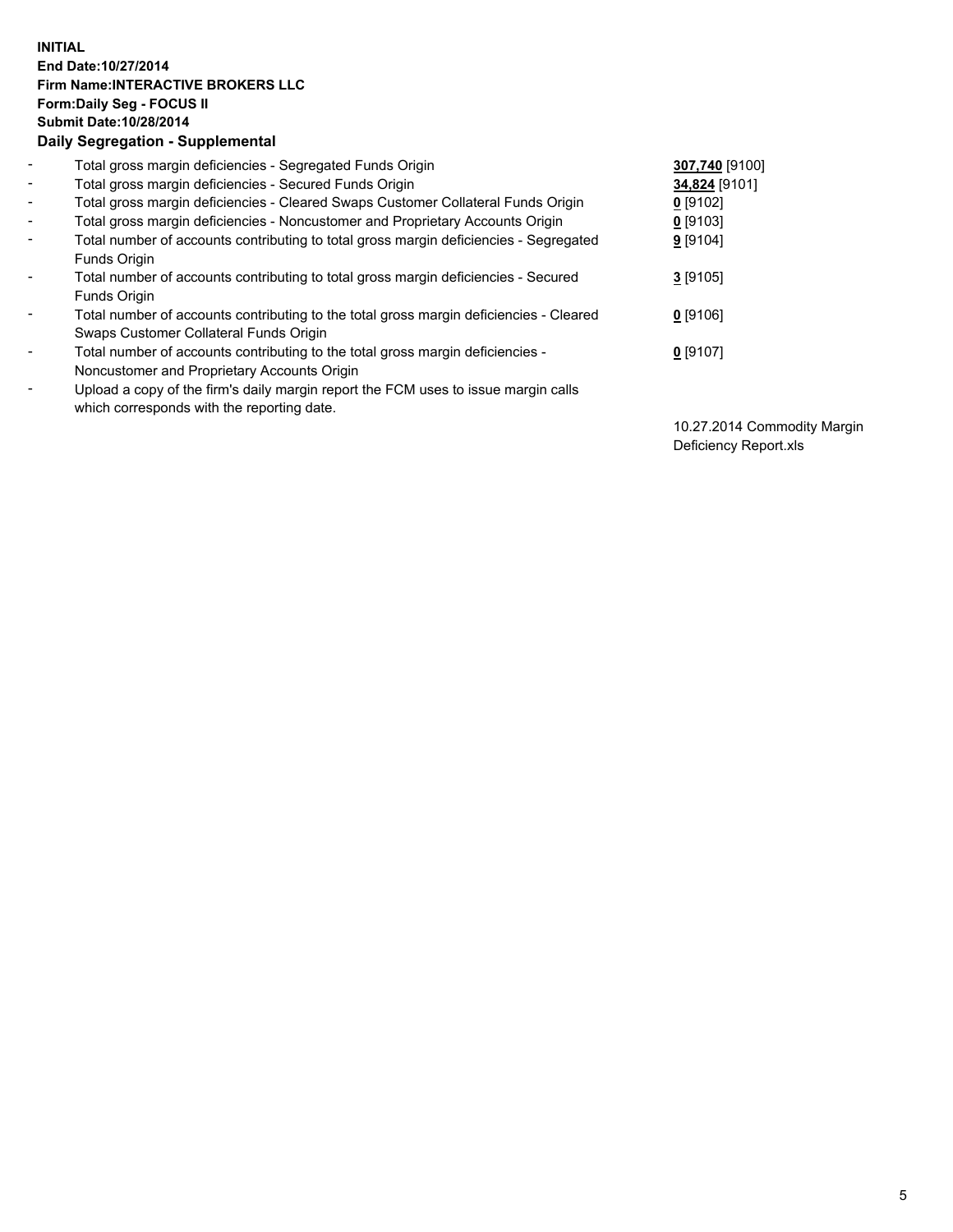**INITIAL**
**End Date:10/27/2014**
**Firm Name:INTERACTIVE BROKERS LLC**
**Form:Daily Seg - FOCUS II**
**Submit Date:10/28/2014**

## Daily Segregation - Supplemental

| | | |
|---|---|---|
| - | Total gross margin deficiencies - Segregated Funds Origin | **307,740** [9100] |
| - | Total gross margin deficiencies - Secured Funds Origin | **34,824** [9101] |
| - | Total gross margin deficiencies - Cleared Swaps Customer Collateral Funds Origin | **0** [9102] |
| - | Total gross margin deficiencies - Noncustomer and Proprietary Accounts Origin | **0** [9103] |
| - | Total number of accounts contributing to total gross margin deficiencies - Segregated Funds Origin | **9** [9104] |
| - | Total number of accounts contributing to total gross margin deficiencies - Secured Funds Origin | **3** [9105] |
| - | Total number of accounts contributing to the total gross margin deficiencies - Cleared Swaps Customer Collateral Funds Origin | **0** [9106] |
| - | Total number of accounts contributing to the total gross margin deficiencies - Noncustomer and Proprietary Accounts Origin | **0** [9107] |
| - | Upload a copy of the firm's daily margin report the FCM uses to issue margin calls which corresponds with the reporting date. | 10.27.2014 Commodity Margin Deficiency Report.xls |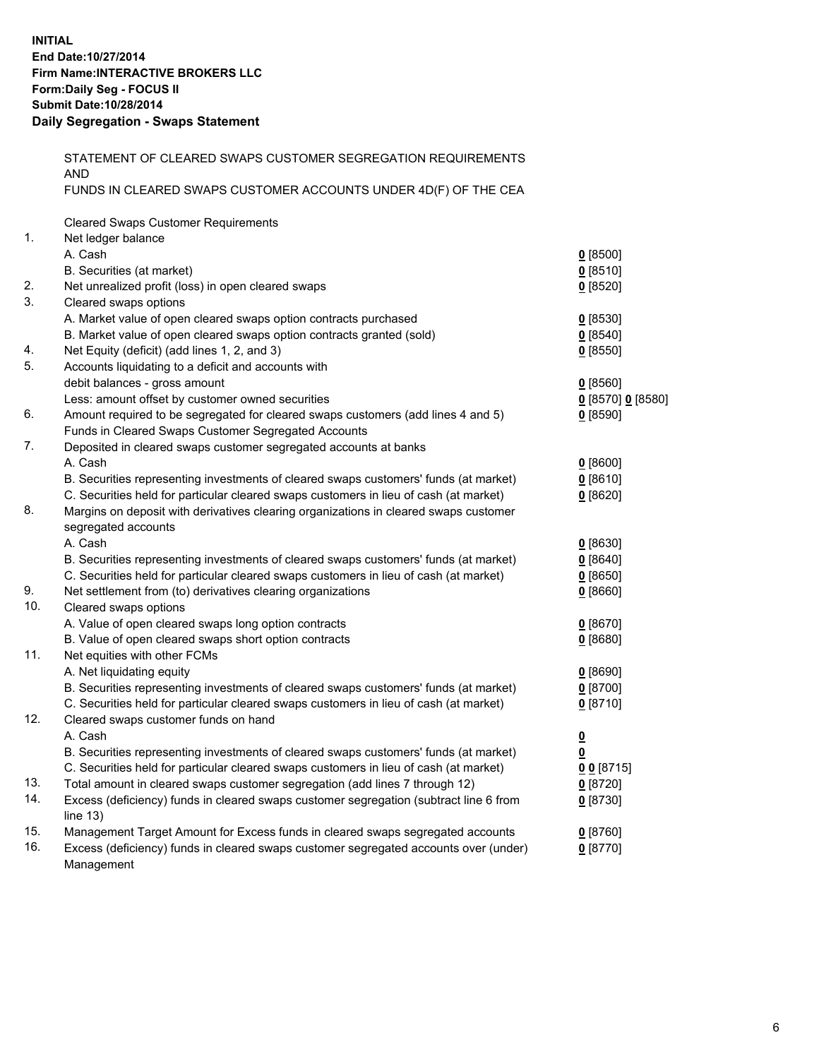**INITIAL**
**End Date:10/27/2014**
**Firm Name:INTERACTIVE BROKERS LLC**
**Form:Daily Seg - FOCUS II**
**Submit Date:10/28/2014**
**Daily Segregation - Swaps Statement**

STATEMENT OF CLEARED SWAPS CUSTOMER SEGREGATION REQUIREMENTS AND FUNDS IN CLEARED SWAPS CUSTOMER ACCOUNTS UNDER 4D(F) OF THE CEA

| | | |
|---|---|---|
| | Cleared Swaps Customer Requirements | |
| 1. | Net ledger balance | |
| | A. Cash | 0 [8500] |
| | B. Securities (at market) | 0 [8510] |
| 2. | Net unrealized profit (loss) in open cleared swaps | 0 [8520] |
| 3. | Cleared swaps options | |
| | A. Market value of open cleared swaps option contracts purchased | 0 [8530] |
| | B. Market value of open cleared swaps option contracts granted (sold) | 0 [8540] |
| 4. | Net Equity (deficit) (add lines 1, 2, and 3) | 0 [8550] |
| 5. | Accounts liquidating to a deficit and accounts with debit balances - gross amount | 0 [8560] |
| | Less: amount offset by customer owned securities | 0 [8570] 0 [8580] |
| 6. | Amount required to be segregated for cleared swaps customers (add lines 4 and 5) | 0 [8590] |
| | Funds in Cleared Swaps Customer Segregated Accounts | |
| 7. | Deposited in cleared swaps customer segregated accounts at banks | |
| | A. Cash | 0 [8600] |
| | B. Securities representing investments of cleared swaps customers' funds (at market) | 0 [8610] |
| | C. Securities held for particular cleared swaps customers in lieu of cash (at market) | 0 [8620] |
| 8. | Margins on deposit with derivatives clearing organizations in cleared swaps customer segregated accounts | |
| | A. Cash | 0 [8630] |
| | B. Securities representing investments of cleared swaps customers' funds (at market) | 0 [8640] |
| | C. Securities held for particular cleared swaps customers in lieu of cash (at market) | 0 [8650] |
| 9. | Net settlement from (to) derivatives clearing organizations | 0 [8660] |
| 10. | Cleared swaps options | |
| | A. Value of open cleared swaps long option contracts | 0 [8670] |
| | B. Value of open cleared swaps short option contracts | 0 [8680] |
| 11. | Net equities with other FCMs | |
| | A. Net liquidating equity | 0 [8690] |
| | B. Securities representing investments of cleared swaps customers' funds (at market) | 0 [8700] |
| | C. Securities held for particular cleared swaps customers in lieu of cash (at market) | 0 [8710] |
| 12. | Cleared swaps customer funds on hand | |
| | A. Cash | 0 |
| | B. Securities representing investments of cleared swaps customers' funds (at market) | 0 |
| | C. Securities held for particular cleared swaps customers in lieu of cash (at market) | 0 0 [8715] |
| 13. | Total amount in cleared swaps customer segregation (add lines 7 through 12) | 0 [8720] |
| 14. | Excess (deficiency) funds in cleared swaps customer segregation (subtract line 6 from line 13) | 0 [8730] |
| 15. | Management Target Amount for Excess funds in cleared swaps segregated accounts | 0 [8760] |
| 16. | Excess (deficiency) funds in cleared swaps customer segregated accounts over (under) Management | 0 [8770] |